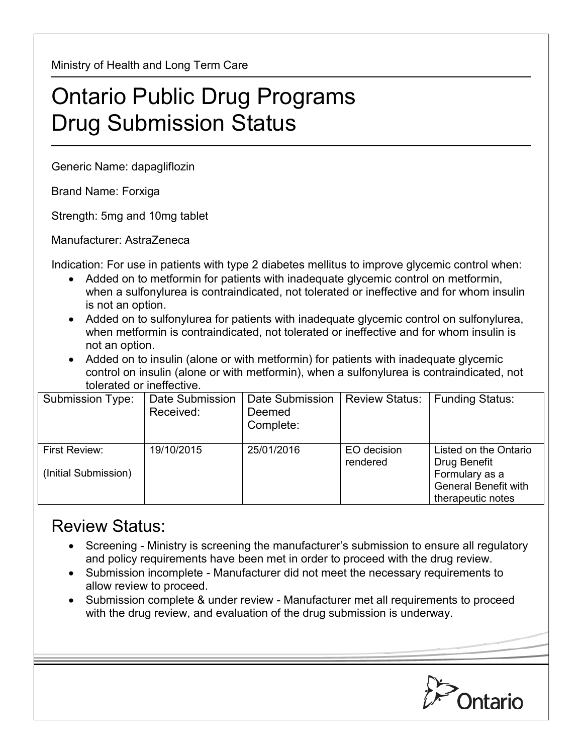Ministry of Health and Long Term Care

# Ontario Public Drug Programs Drug Submission Status

Generic Name: dapagliflozin

Brand Name: Forxiga

Strength: 5mg and 10mg tablet

Manufacturer: AstraZeneca

Indication: For use in patients with type 2 diabetes mellitus to improve glycemic control when:

- Added on to metformin for patients with inadequate glycemic control on metformin, when a sulfonylurea is contraindicated, not tolerated or ineffective and for whom insulin is not an option.
- Added on to sulfonylurea for patients with inadequate glycemic control on sulfonylurea, when metformin is contraindicated, not tolerated or ineffective and for whom insulin is not an option.
- Added on to insulin (alone or with metformin) for patients with inadequate glycemic control on insulin (alone or with metformin), when a sulfonylurea is contraindicated, not tolerated or ineffective.

| Submission Type: | Date Submission Received: | Date Submission Deemed Complete: | Review Status: | Funding Status: |
|---|---|---|---|---|
| First Review: (Initial Submission) | 19/10/2015 | 25/01/2016 | EO decision rendered | Listed on the Ontario Drug Benefit Formulary as a General Benefit with therapeutic notes |

## Review Status:

- Screening - Ministry is screening the manufacturer's submission to ensure all regulatory and policy requirements have been met in order to proceed with the drug review.
- Submission incomplete - Manufacturer did not meet the necessary requirements to allow review to proceed.
- Submission complete & under review - Manufacturer met all requirements to proceed with the drug review, and evaluation of the drug submission is underway.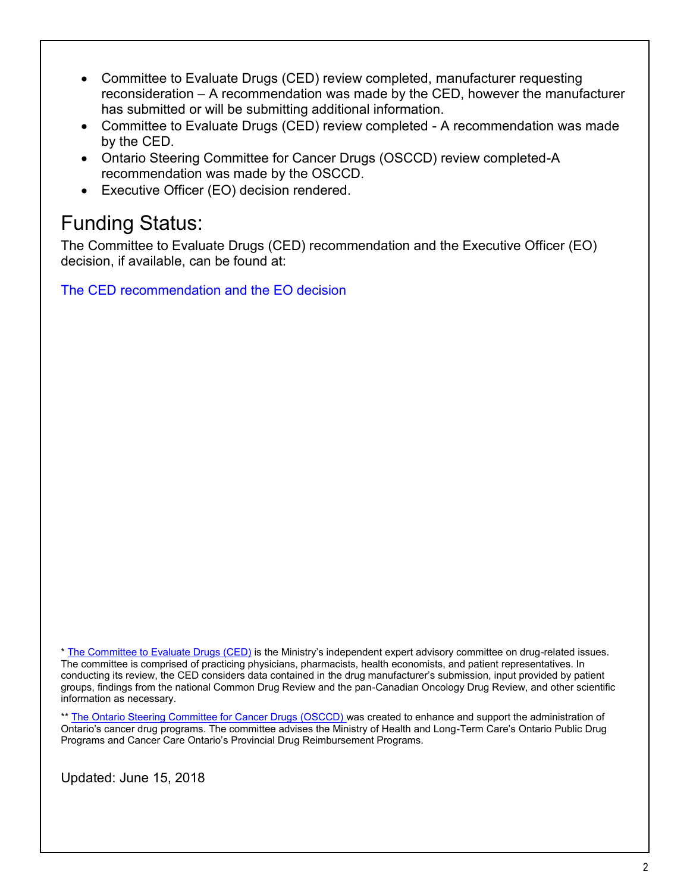- Committee to Evaluate Drugs (CED) review completed, manufacturer requesting reconsideration – A recommendation was made by the CED, however the manufacturer has submitted or will be submitting additional information.
- Committee to Evaluate Drugs (CED) review completed - A recommendation was made by the CED.
- Ontario Steering Committee for Cancer Drugs (OSCCD) review completed-A recommendation was made by the OSCCD.
- Executive Officer (EO) decision rendered.

## Funding Status:

The Committee to Evaluate Drugs (CED) recommendation and the Executive Officer (EO) decision, if available, can be found at:

The CED recommendation and the EO decision

* The Committee to Evaluate Drugs (CED) is the Ministry's independent expert advisory committee on drug-related issues. The committee is comprised of practicing physicians, pharmacists, health economists, and patient representatives. In conducting its review, the CED considers data contained in the drug manufacturer's submission, input provided by patient groups, findings from the national Common Drug Review and the pan-Canadian Oncology Drug Review, and other scientific information as necessary.

** The Ontario Steering Committee for Cancer Drugs (OSCCD) was created to enhance and support the administration of Ontario's cancer drug programs. The committee advises the Ministry of Health and Long-Term Care's Ontario Public Drug Programs and Cancer Care Ontario's Provincial Drug Reimbursement Programs.

Updated: June 15, 2018